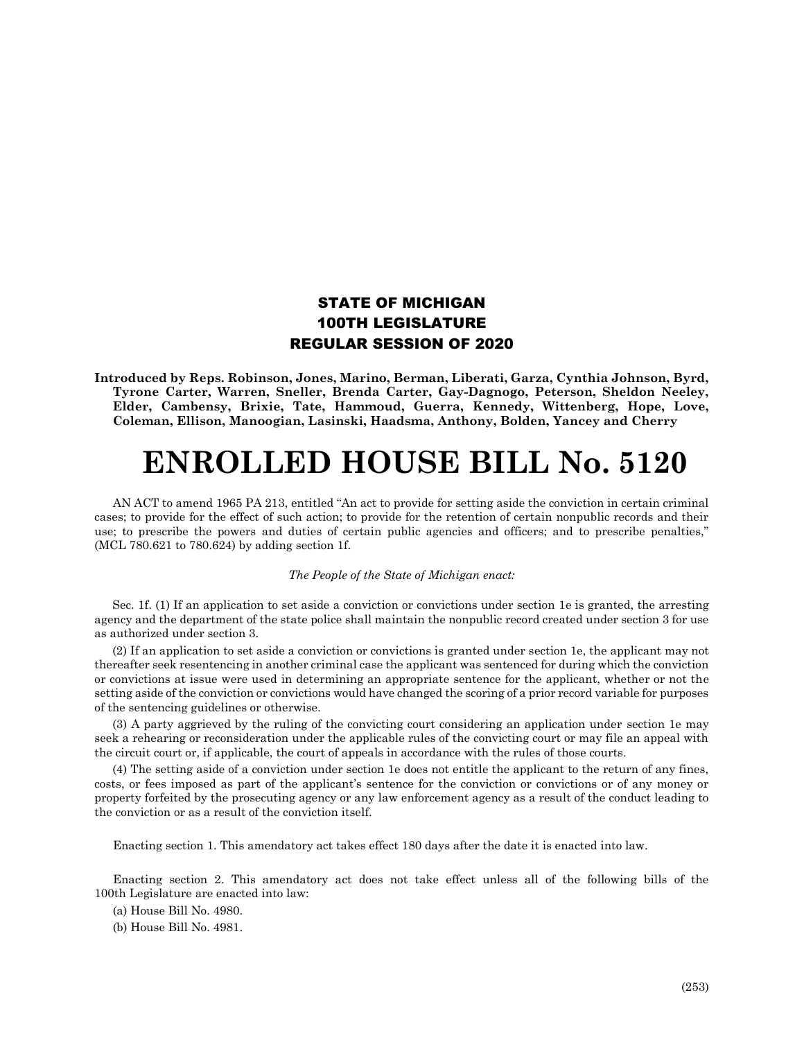**STATE OF MICHIGAN**
**100TH LEGISLATURE**
**REGULAR SESSION OF 2020**

**Introduced by Reps. Robinson, Jones, Marino, Berman, Liberati, Garza, Cynthia Johnson, Byrd, Tyrone Carter, Warren, Sneller, Brenda Carter, Gay-Dagnogo, Peterson, Sheldon Neeley, Elder, Cambensy, Brixie, Tate, Hammoud, Guerra, Kennedy, Wittenberg, Hope, Love, Coleman, Ellison, Manoogian, Lasinski, Haadsma, Anthony, Bolden, Yancey and Cherry**

# ENROLLED HOUSE BILL No. 5120

AN ACT to amend 1965 PA 213, entitled "An act to provide for setting aside the conviction in certain criminal cases; to provide for the effect of such action; to provide for the retention of certain nonpublic records and their use; to prescribe the powers and duties of certain public agencies and officers; and to prescribe penalties," (MCL 780.621 to 780.624) by adding section 1f.

*The People of the State of Michigan enact:*

Sec. 1f. (1) If an application to set aside a conviction or convictions under section 1e is granted, the arresting agency and the department of the state police shall maintain the nonpublic record created under section 3 for use as authorized under section 3.

(2) If an application to set aside a conviction or convictions is granted under section 1e, the applicant may not thereafter seek resentencing in another criminal case the applicant was sentenced for during which the conviction or convictions at issue were used in determining an appropriate sentence for the applicant, whether or not the setting aside of the conviction or convictions would have changed the scoring of a prior record variable for purposes of the sentencing guidelines or otherwise.

(3) A party aggrieved by the ruling of the convicting court considering an application under section 1e may seek a rehearing or reconsideration under the applicable rules of the convicting court or may file an appeal with the circuit court or, if applicable, the court of appeals in accordance with the rules of those courts.

(4) The setting aside of a conviction under section 1e does not entitle the applicant to the return of any fines, costs, or fees imposed as part of the applicant's sentence for the conviction or convictions or of any money or property forfeited by the prosecuting agency or any law enforcement agency as a result of the conduct leading to the conviction or as a result of the conviction itself.

Enacting section 1. This amendatory act takes effect 180 days after the date it is enacted into law.

Enacting section 2. This amendatory act does not take effect unless all of the following bills of the 100th Legislature are enacted into law:

(a) House Bill No. 4980.

(b) House Bill No. 4981.

(253)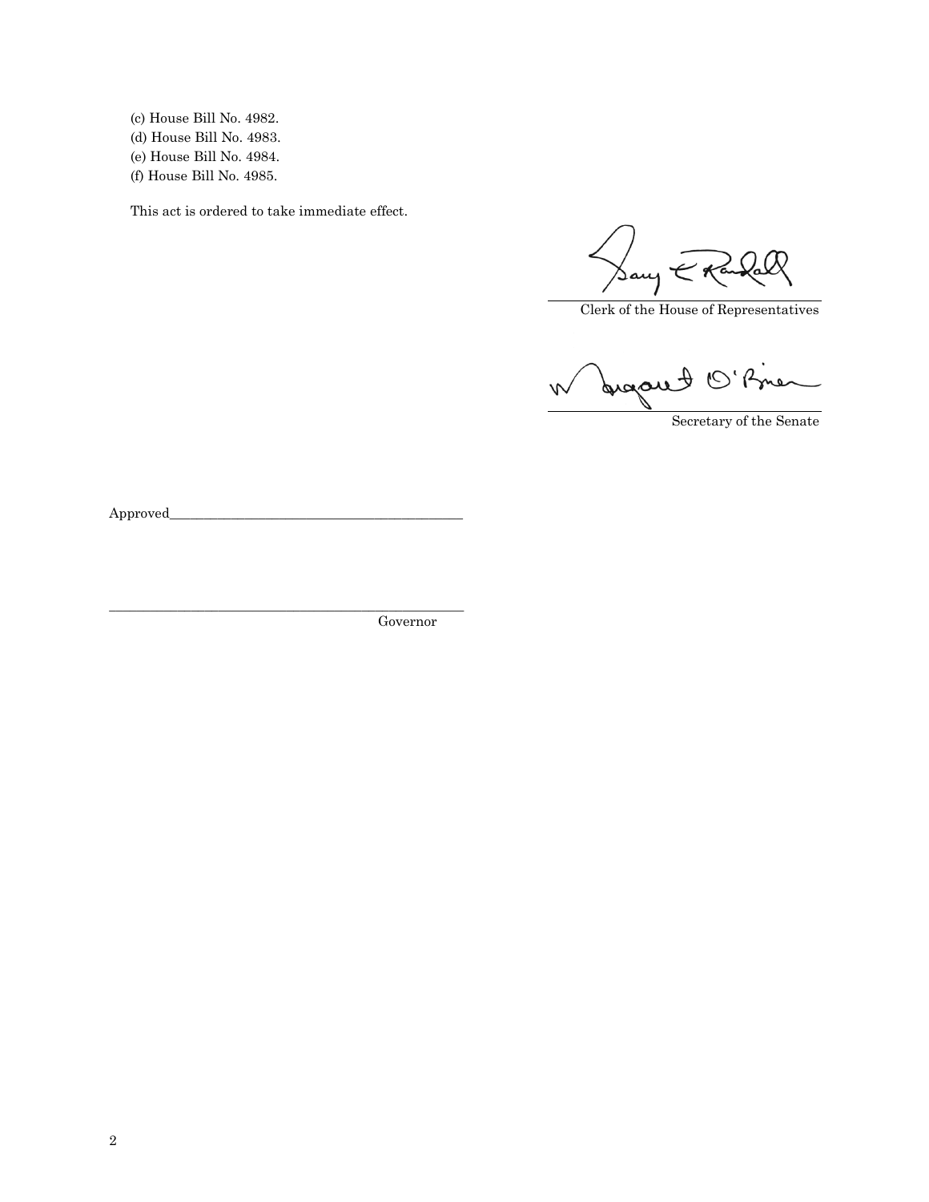(c) House Bill No. 4982.
(d) House Bill No. 4983.
(e) House Bill No. 4984.
(f) House Bill No. 4985.

This act is ordered to take immediate effect.

Clerk of the House of Representatives

Secretary of the Senate

Approved\_\_\_\_\_\_\_\_\_\_\_\_\_\_\_\_\_\_\_\_\_\_\_\_\_\_\_\_\_\_\_\_\_\_\_\_\_\_\_\_\_\_\_\_

\_\_\_\_\_\_\_\_\_\_\_\_\_\_\_\_\_\_\_\_\_\_\_\_\_\_\_\_\_\_\_\_\_\_\_\_\_\_\_\_\_\_\_\_\_\_\_\_\_\_\_\_\_\_

Governor